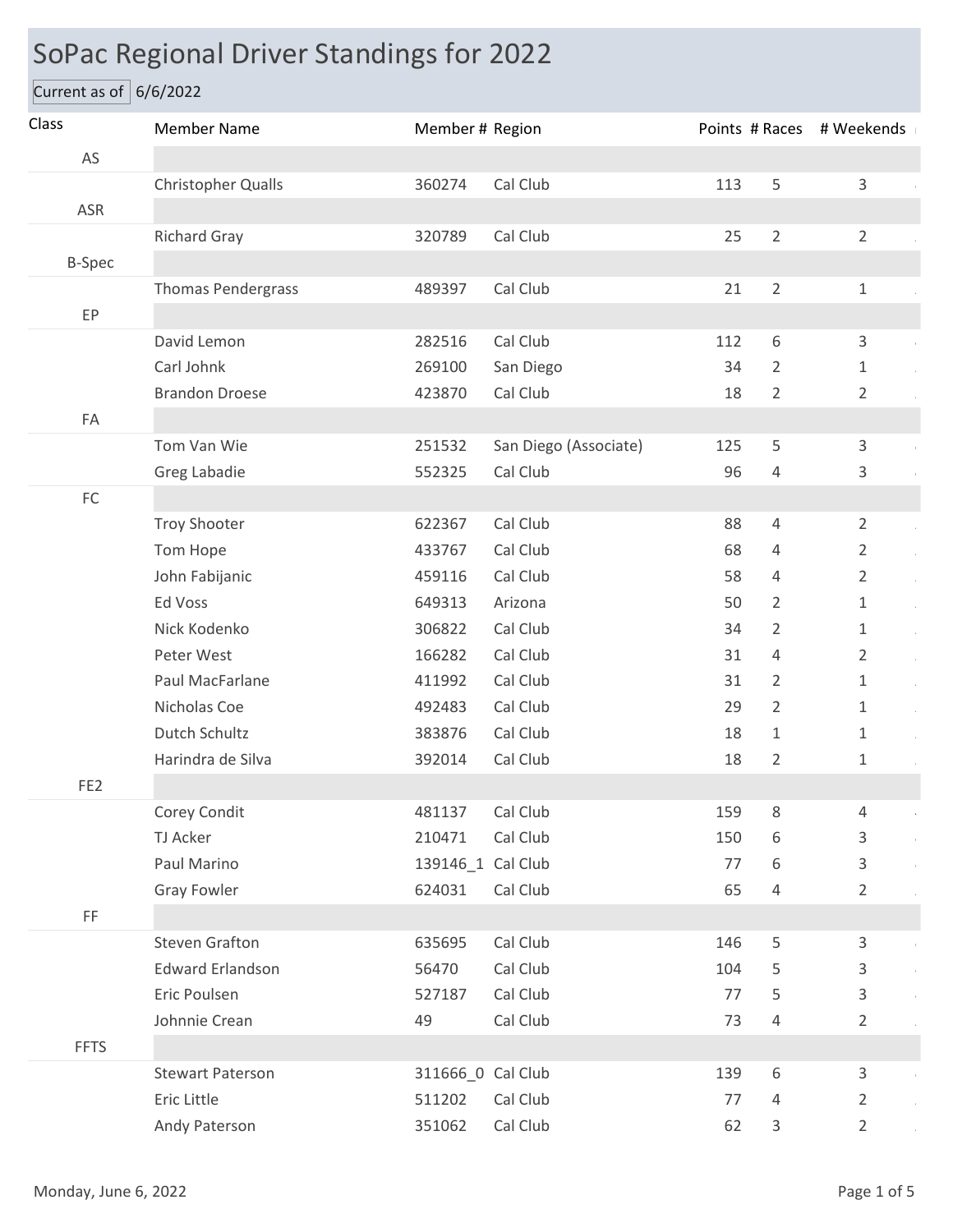# SoPac Regional Driver Standings for 2022

Current as of 6/6/2022

| Class | Member Name | Member # | Region | Points | # Races | # Weekends |
|---|---|---|---|---|---|---|
| AS | | | | | | |
| | Christopher Qualls | 360274 | Cal Club | 113 | 5 | 3 |
| ASR | | | | | | |
| | Richard Gray | 320789 | Cal Club | 25 | 2 | 2 |
| B-Spec | | | | | | |
| | Thomas Pendergrass | 489397 | Cal Club | 21 | 2 | 1 |
| EP | | | | | | |
| | David Lemon | 282516 | Cal Club | 112 | 6 | 3 |
| | Carl Johnk | 269100 | San Diego | 34 | 2 | 1 |
| | Brandon Droese | 423870 | Cal Club | 18 | 2 | 2 |
| FA | | | | | | |
| | Tom Van Wie | 251532 | San Diego (Associate) | 125 | 5 | 3 |
| | Greg Labadie | 552325 | Cal Club | 96 | 4 | 3 |
| FC | | | | | | |
| | Troy Shooter | 622367 | Cal Club | 88 | 4 | 2 |
| | Tom Hope | 433767 | Cal Club | 68 | 4 | 2 |
| | John Fabijanic | 459116 | Cal Club | 58 | 4 | 2 |
| | Ed Voss | 649313 | Arizona | 50 | 2 | 1 |
| | Nick Kodenko | 306822 | Cal Club | 34 | 2 | 1 |
| | Peter West | 166282 | Cal Club | 31 | 4 | 2 |
| | Paul MacFarlane | 411992 | Cal Club | 31 | 2 | 1 |
| | Nicholas Coe | 492483 | Cal Club | 29 | 2 | 1 |
| | Dutch Schultz | 383876 | Cal Club | 18 | 1 | 1 |
| | Harindra de Silva | 392014 | Cal Club | 18 | 2 | 1 |
| FE2 | | | | | | |
| | Corey Condit | 481137 | Cal Club | 159 | 8 | 4 |
| | TJ Acker | 210471 | Cal Club | 150 | 6 | 3 |
| | Paul Marino | 139146_1 | Cal Club | 77 | 6 | 3 |
| | Gray Fowler | 624031 | Cal Club | 65 | 4 | 2 |
| FF | | | | | | |
| | Steven Grafton | 635695 | Cal Club | 146 | 5 | 3 |
| | Edward Erlandson | 56470 | Cal Club | 104 | 5 | 3 |
| | Eric Poulsen | 527187 | Cal Club | 77 | 5 | 3 |
| | Johnnie Crean | 49 | Cal Club | 73 | 4 | 2 |
| FFTS | | | | | | |
| | Stewart Paterson | 311666_0 | Cal Club | 139 | 6 | 3 |
| | Eric Little | 511202 | Cal Club | 77 | 4 | 2 |
| | Andy Paterson | 351062 | Cal Club | 62 | 3 | 2 |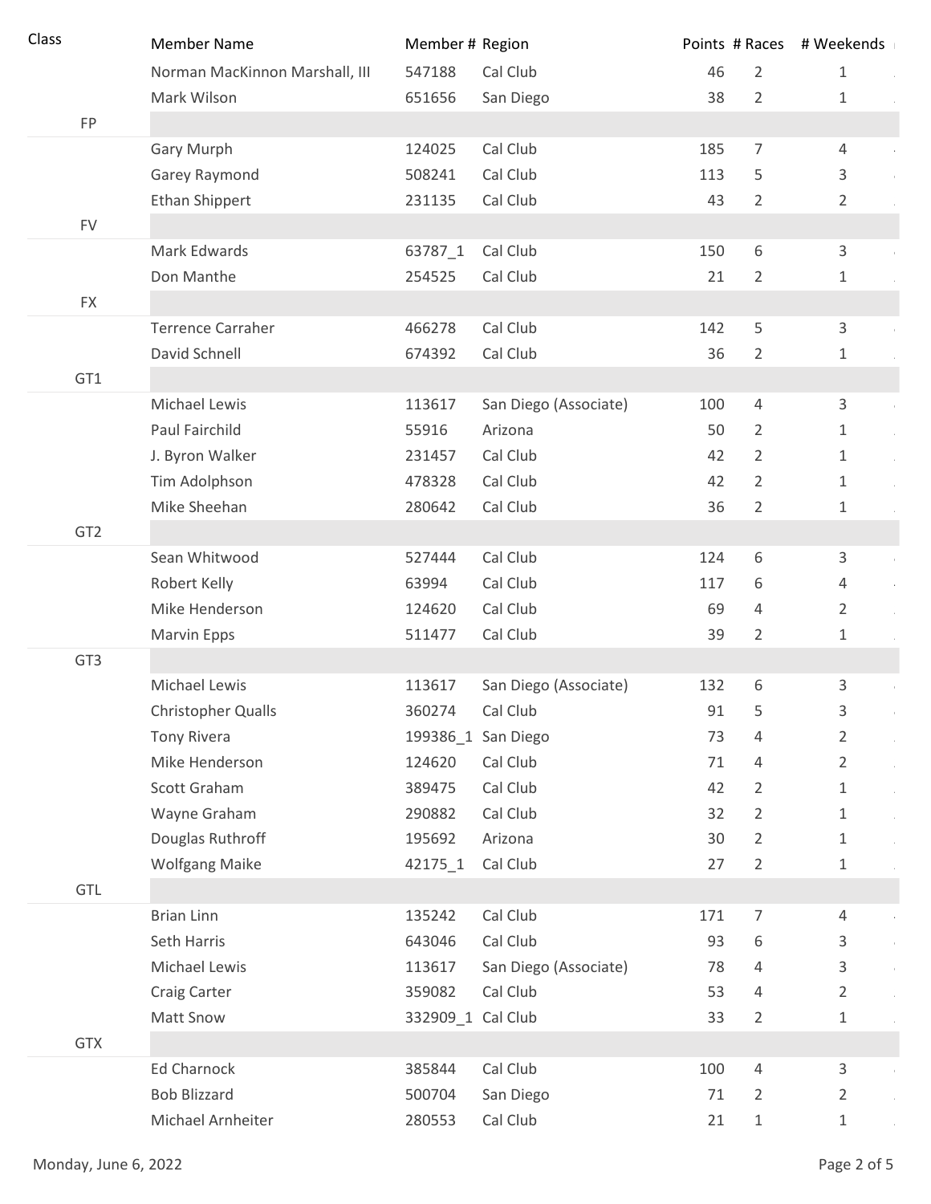| Class | Member Name | Member # | Region | Points | # Races | # Weekends |
|---|---|---|---|---|---|---|
| | Norman MacKinnon Marshall, III | 547188 | Cal Club | 46 | 2 | 1 |
| | Mark Wilson | 651656 | San Diego | 38 | 2 | 1 |
| FP | | | | | | |
| | Gary Murph | 124025 | Cal Club | 185 | 7 | 4 |
| | Garey Raymond | 508241 | Cal Club | 113 | 5 | 3 |
| | Ethan Shippert | 231135 | Cal Club | 43 | 2 | 2 |
| FV | | | | | | |
| | Mark Edwards | 63787_1 | Cal Club | 150 | 6 | 3 |
| | Don Manthe | 254525 | Cal Club | 21 | 2 | 1 |
| FX | | | | | | |
| | Terrence Carraher | 466278 | Cal Club | 142 | 5 | 3 |
| | David Schnell | 674392 | Cal Club | 36 | 2 | 1 |
| GT1 | | | | | | |
| | Michael Lewis | 113617 | San Diego (Associate) | 100 | 4 | 3 |
| | Paul Fairchild | 55916 | Arizona | 50 | 2 | 1 |
| | J. Byron Walker | 231457 | Cal Club | 42 | 2 | 1 |
| | Tim Adolphson | 478328 | Cal Club | 42 | 2 | 1 |
| | Mike Sheehan | 280642 | Cal Club | 36 | 2 | 1 |
| GT2 | | | | | | |
| | Sean Whitwood | 527444 | Cal Club | 124 | 6 | 3 |
| | Robert Kelly | 63994 | Cal Club | 117 | 6 | 4 |
| | Mike Henderson | 124620 | Cal Club | 69 | 4 | 2 |
| | Marvin Epps | 511477 | Cal Club | 39 | 2 | 1 |
| GT3 | | | | | | |
| | Michael Lewis | 113617 | San Diego (Associate) | 132 | 6 | 3 |
| | Christopher Qualls | 360274 | Cal Club | 91 | 5 | 3 |
| | Tony Rivera | 199386_1 | San Diego | 73 | 4 | 2 |
| | Mike Henderson | 124620 | Cal Club | 71 | 4 | 2 |
| | Scott Graham | 389475 | Cal Club | 42 | 2 | 1 |
| | Wayne Graham | 290882 | Cal Club | 32 | 2 | 1 |
| | Douglas Ruthroff | 195692 | Arizona | 30 | 2 | 1 |
| | Wolfgang Maike | 42175_1 | Cal Club | 27 | 2 | 1 |
| GTL | | | | | | |
| | Brian Linn | 135242 | Cal Club | 171 | 7 | 4 |
| | Seth Harris | 643046 | Cal Club | 93 | 6 | 3 |
| | Michael Lewis | 113617 | San Diego (Associate) | 78 | 4 | 3 |
| | Craig Carter | 359082 | Cal Club | 53 | 4 | 2 |
| | Matt Snow | 332909_1 | Cal Club | 33 | 2 | 1 |
| GTX | | | | | | |
| | Ed Charnock | 385844 | Cal Club | 100 | 4 | 3 |
| | Bob Blizzard | 500704 | San Diego | 71 | 2 | 2 |
| | Michael Arnheiter | 280553 | Cal Club | 21 | 1 | 1 |

Monday, June 6, 2022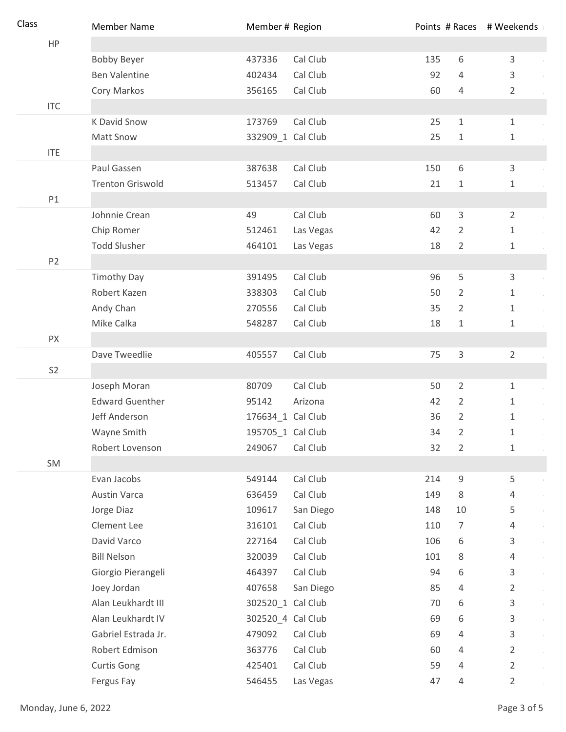| Class | Member Name | Member # | Region | Points | # Races | # Weekends |
|---|---|---|---|---|---|---|
| HP | | | | | | |
| | Bobby Beyer | 437336 | Cal Club | 135 | 6 | 3 |
| | Ben Valentine | 402434 | Cal Club | 92 | 4 | 3 |
| | Cory Markos | 356165 | Cal Club | 60 | 4 | 2 |
| ITC | | | | | | |
| | K David Snow | 173769 | Cal Club | 25 | 1 | 1 |
| | Matt Snow | 332909_1 | Cal Club | 25 | 1 | 1 |
| ITE | | | | | | |
| | Paul Gassen | 387638 | Cal Club | 150 | 6 | 3 |
| | Trenton Griswold | 513457 | Cal Club | 21 | 1 | 1 |
| P1 | | | | | | |
| | Johnnie Crean | 49 | Cal Club | 60 | 3 | 2 |
| | Chip Romer | 512461 | Las Vegas | 42 | 2 | 1 |
| | Todd Slusher | 464101 | Las Vegas | 18 | 2 | 1 |
| P2 | | | | | | |
| | Timothy Day | 391495 | Cal Club | 96 | 5 | 3 |
| | Robert Kazen | 338303 | Cal Club | 50 | 2 | 1 |
| | Andy Chan | 270556 | Cal Club | 35 | 2 | 1 |
| | Mike Calka | 548287 | Cal Club | 18 | 1 | 1 |
| PX | | | | | | |
| | Dave Tweedlie | 405557 | Cal Club | 75 | 3 | 2 |
| S2 | | | | | | |
| | Joseph Moran | 80709 | Cal Club | 50 | 2 | 1 |
| | Edward Guenther | 95142 | Arizona | 42 | 2 | 1 |
| | Jeff Anderson | 176634_1 | Cal Club | 36 | 2 | 1 |
| | Wayne Smith | 195705_1 | Cal Club | 34 | 2 | 1 |
| | Robert Lovenson | 249067 | Cal Club | 32 | 2 | 1 |
| SM | | | | | | |
| | Evan Jacobs | 549144 | Cal Club | 214 | 9 | 5 |
| | Austin Varca | 636459 | Cal Club | 149 | 8 | 4 |
| | Jorge Diaz | 109617 | San Diego | 148 | 10 | 5 |
| | Clement Lee | 316101 | Cal Club | 110 | 7 | 4 |
| | David Varco | 227164 | Cal Club | 106 | 6 | 3 |
| | Bill Nelson | 320039 | Cal Club | 101 | 8 | 4 |
| | Giorgio Pierangeli | 464397 | Cal Club | 94 | 6 | 3 |
| | Joey Jordan | 407658 | San Diego | 85 | 4 | 2 |
| | Alan Leukhardt III | 302520_1 | Cal Club | 70 | 6 | 3 |
| | Alan Leukhardt IV | 302520_4 | Cal Club | 69 | 6 | 3 |
| | Gabriel Estrada Jr. | 479092 | Cal Club | 69 | 4 | 3 |
| | Robert Edmison | 363776 | Cal Club | 60 | 4 | 2 |
| | Curtis Gong | 425401 | Cal Club | 59 | 4 | 2 |
| | Fergus Fay | 546455 | Las Vegas | 47 | 4 | 2 |

Monday, June 6, 2022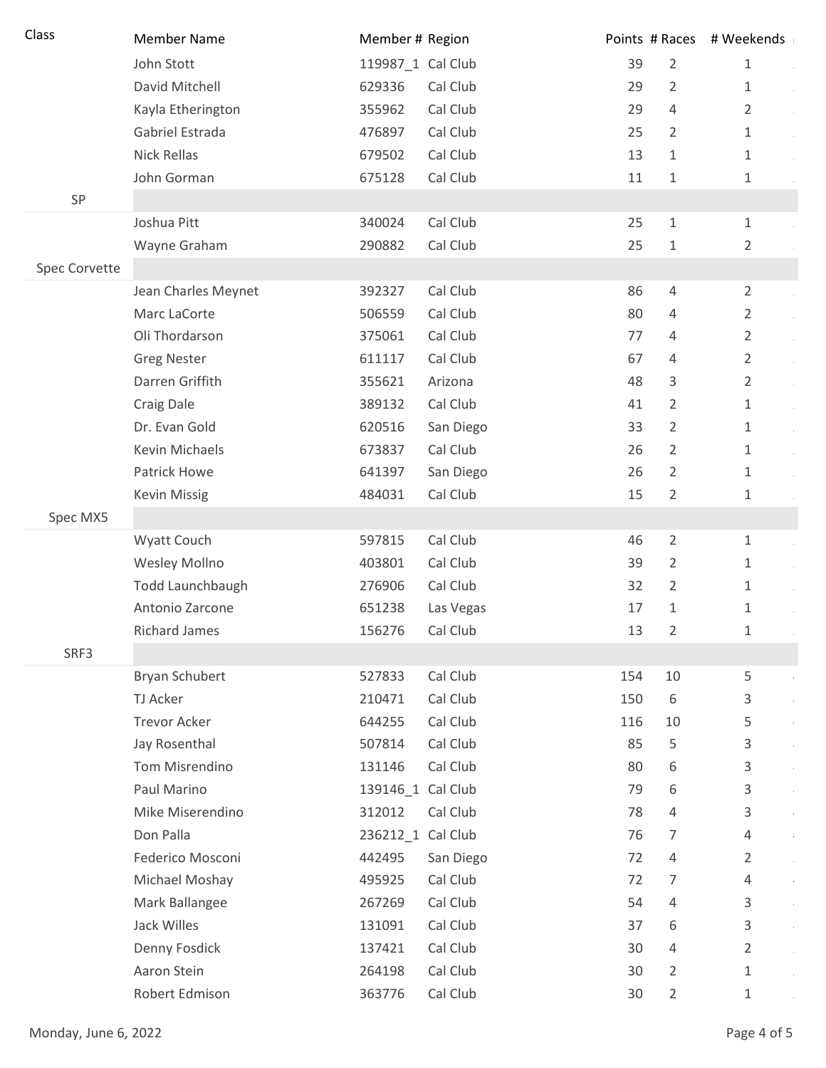| Class | Member Name | Member # | Region | Points | # Races | # Weekends |
|---|---|---|---|---|---|---|
| | John Stott | 119987_1 | Cal Club | 39 | 2 | 1 |
| | David Mitchell | 629336 | Cal Club | 29 | 2 | 1 |
| | Kayla Etherington | 355962 | Cal Club | 29 | 4 | 2 |
| | Gabriel Estrada | 476897 | Cal Club | 25 | 2 | 1 |
| | Nick Rellas | 679502 | Cal Club | 13 | 1 | 1 |
| | John Gorman | 675128 | Cal Club | 11 | 1 | 1 |
| SP | | | | | | |
| | Joshua Pitt | 340024 | Cal Club | 25 | 1 | 1 |
| | Wayne Graham | 290882 | Cal Club | 25 | 1 | 2 |
| Spec Corvette | | | | | | |
| | Jean Charles Meynet | 392327 | Cal Club | 86 | 4 | 2 |
| | Marc LaCorte | 506559 | Cal Club | 80 | 4 | 2 |
| | Oli Thordarson | 375061 | Cal Club | 77 | 4 | 2 |
| | Greg Nester | 611117 | Cal Club | 67 | 4 | 2 |
| | Darren Griffith | 355621 | Arizona | 48 | 3 | 2 |
| | Craig Dale | 389132 | Cal Club | 41 | 2 | 1 |
| | Dr. Evan Gold | 620516 | San Diego | 33 | 2 | 1 |
| | Kevin Michaels | 673837 | Cal Club | 26 | 2 | 1 |
| | Patrick Howe | 641397 | San Diego | 26 | 2 | 1 |
| | Kevin Missig | 484031 | Cal Club | 15 | 2 | 1 |
| Spec MX5 | | | | | | |
| | Wyatt Couch | 597815 | Cal Club | 46 | 2 | 1 |
| | Wesley Mollno | 403801 | Cal Club | 39 | 2 | 1 |
| | Todd Launchbaugh | 276906 | Cal Club | 32 | 2 | 1 |
| | Antonio Zarcone | 651238 | Las Vegas | 17 | 1 | 1 |
| | Richard James | 156276 | Cal Club | 13 | 2 | 1 |
| SRF3 | | | | | | |
| | Bryan Schubert | 527833 | Cal Club | 154 | 10 | 5 |
| | TJ Acker | 210471 | Cal Club | 150 | 6 | 3 |
| | Trevor Acker | 644255 | Cal Club | 116 | 10 | 5 |
| | Jay Rosenthal | 507814 | Cal Club | 85 | 5 | 3 |
| | Tom Misrendino | 131146 | Cal Club | 80 | 6 | 3 |
| | Paul Marino | 139146_1 | Cal Club | 79 | 6 | 3 |
| | Mike Miserendino | 312012 | Cal Club | 78 | 4 | 3 |
| | Don Palla | 236212_1 | Cal Club | 76 | 7 | 4 |
| | Federico Mosconi | 442495 | San Diego | 72 | 4 | 2 |
| | Michael Moshay | 495925 | Cal Club | 72 | 7 | 4 |
| | Mark Ballangee | 267269 | Cal Club | 54 | 4 | 3 |
| | Jack Willes | 131091 | Cal Club | 37 | 6 | 3 |
| | Denny Fosdick | 137421 | Cal Club | 30 | 4 | 2 |
| | Aaron Stein | 264198 | Cal Club | 30 | 2 | 1 |
| | Robert Edmison | 363776 | Cal Club | 30 | 2 | 1 |

Monday, June 6, 2022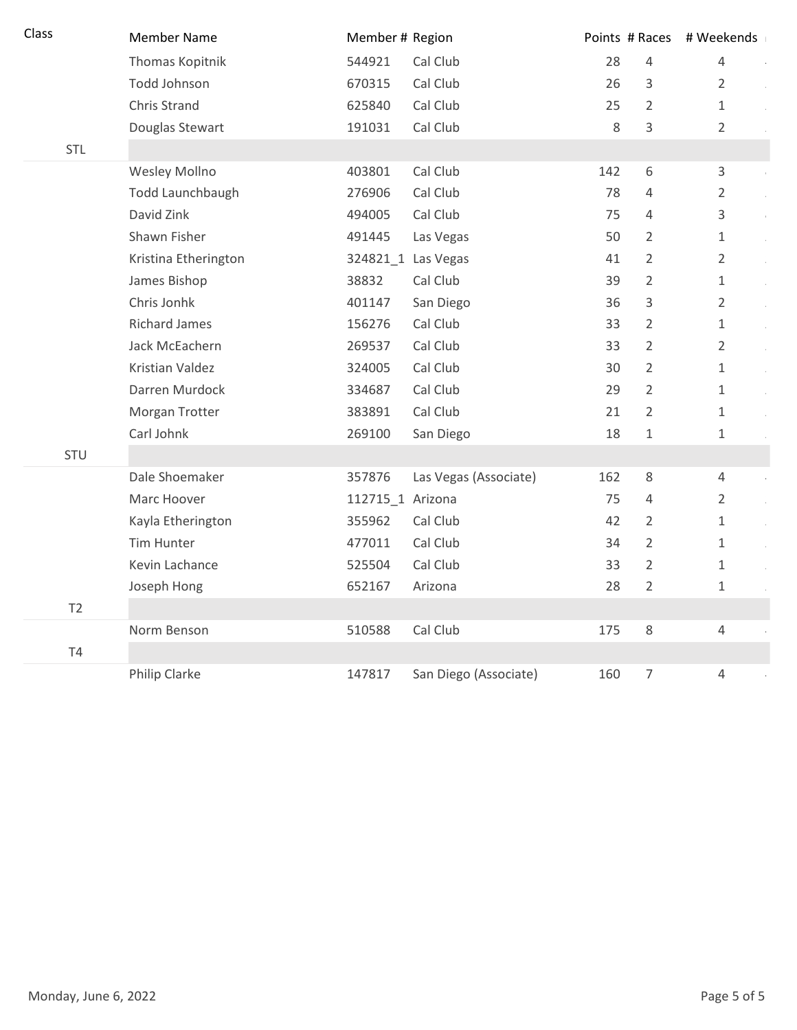| Class | Member Name | Member # | Region | Points | # Races | # Weekends |
|---|---|---|---|---|---|---|
| | Thomas Kopitnik | 544921 | Cal Club | 28 | 4 | 4 |
| | Todd Johnson | 670315 | Cal Club | 26 | 3 | 2 |
| | Chris Strand | 625840 | Cal Club | 25 | 2 | 1 |
| | Douglas Stewart | 191031 | Cal Club | 8 | 3 | 2 |
| STL | | | | | | |
| | Wesley Mollno | 403801 | Cal Club | 142 | 6 | 3 |
| | Todd Launchbaugh | 276906 | Cal Club | 78 | 4 | 2 |
| | David Zink | 494005 | Cal Club | 75 | 4 | 3 |
| | Shawn Fisher | 491445 | Las Vegas | 50 | 2 | 1 |
| | Kristina Etherington | 324821_1 | Las Vegas | 41 | 2 | 2 |
| | James Bishop | 38832 | Cal Club | 39 | 2 | 1 |
| | Chris Jonhk | 401147 | San Diego | 36 | 3 | 2 |
| | Richard James | 156276 | Cal Club | 33 | 2 | 1 |
| | Jack McEachern | 269537 | Cal Club | 33 | 2 | 2 |
| | Kristian Valdez | 324005 | Cal Club | 30 | 2 | 1 |
| | Darren Murdock | 334687 | Cal Club | 29 | 2 | 1 |
| | Morgan Trotter | 383891 | Cal Club | 21 | 2 | 1 |
| | Carl Johnk | 269100 | San Diego | 18 | 1 | 1 |
| STU | | | | | | |
| | Dale Shoemaker | 357876 | Las Vegas (Associate) | 162 | 8 | 4 |
| | Marc Hoover | 112715_1 | Arizona | 75 | 4 | 2 |
| | Kayla Etherington | 355962 | Cal Club | 42 | 2 | 1 |
| | Tim Hunter | 477011 | Cal Club | 34 | 2 | 1 |
| | Kevin Lachance | 525504 | Cal Club | 33 | 2 | 1 |
| | Joseph Hong | 652167 | Arizona | 28 | 2 | 1 |
| T2 | | | | | | |
| | Norm Benson | 510588 | Cal Club | 175 | 8 | 4 |
| T4 | | | | | | |
| | Philip Clarke | 147817 | San Diego (Associate) | 160 | 7 | 4 |

Monday, June 6, 2022